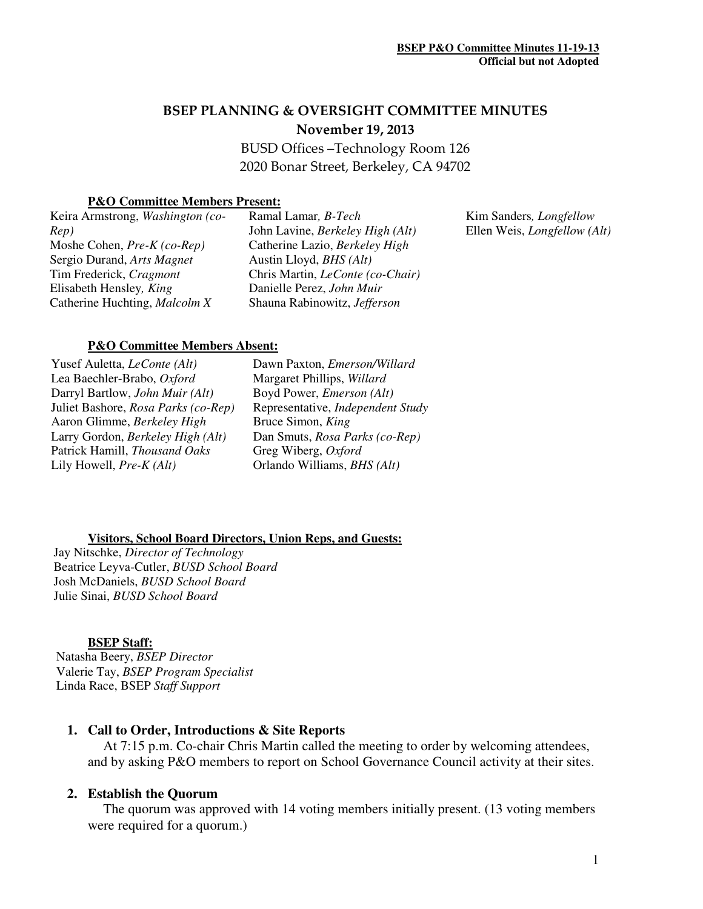# BSEP PLANNING & OVERSIGHT COMMITTEE MINUTES

**November 19, 2013**

BUSD Offices –Technology Room 126
2020 Bonar Street, Berkeley, CA 94702

**P&O Committee Members Present:**

Keira Armstrong, *Washington (co-Rep)*
Moshe Cohen, *Pre-K (co-Rep)*
Sergio Durand, *Arts Magnet*
Tim Frederick, *Cragmont*
Elisabeth Hensley, *King*
Catherine Huchting, *Malcolm X*
Ramal Lamar, *B-Tech*
John Lavine, *Berkeley High (Alt)*
Catherine Lazio, *Berkeley High*
Austin Lloyd, *BHS (Alt)*
Chris Martin, *LeConte (co-Chair)*
Danielle Perez, *John Muir*
Shauna Rabinowitz, *Jefferson*
Kim Sanders, *Longfellow*
Ellen Weis, *Longfellow (Alt)*

**P&O Committee Members Absent:**

Yusef Auletta, *LeConte (Alt)*
Lea Baechler-Brabo, *Oxford*
Darryl Bartlow, *John Muir (Alt)*
Juliet Bashore, *Rosa Parks (co-Rep)*
Aaron Glimme, *Berkeley High*
Larry Gordon, *Berkeley High (Alt)*
Patrick Hamill, *Thousand Oaks*
Lily Howell, *Pre-K (Alt)*
Dawn Paxton, *Emerson/Willard*
Margaret Phillips, *Willard*
Boyd Power, *Emerson (Alt)*
Representative, *Independent Study*
Bruce Simon, *King*
Dan Smuts, *Rosa Parks (co-Rep)*
Greg Wiberg, *Oxford*
Orlando Williams, *BHS (Alt)*

**Visitors, School Board Directors, Union Reps, and Guests:**

Jay Nitschke, *Director of Technology*
Beatrice Leyva-Cutler, *BUSD School Board*
Josh McDaniels, *BUSD School Board*
Julie Sinai, *BUSD School Board*

**BSEP Staff:**

Natasha Beery, *BSEP Director*
Valerie Tay, *BSEP Program Specialist*
Linda Race, BSEP *Staff Support*

1. **Call to Order, Introductions & Site Reports**

   At 7:15 p.m. Co-chair Chris Martin called the meeting to order by welcoming attendees, and by asking P&O members to report on School Governance Council activity at their sites.

2. **Establish the Quorum**

   The quorum was approved with 14 voting members initially present. (13 voting members were required for a quorum.)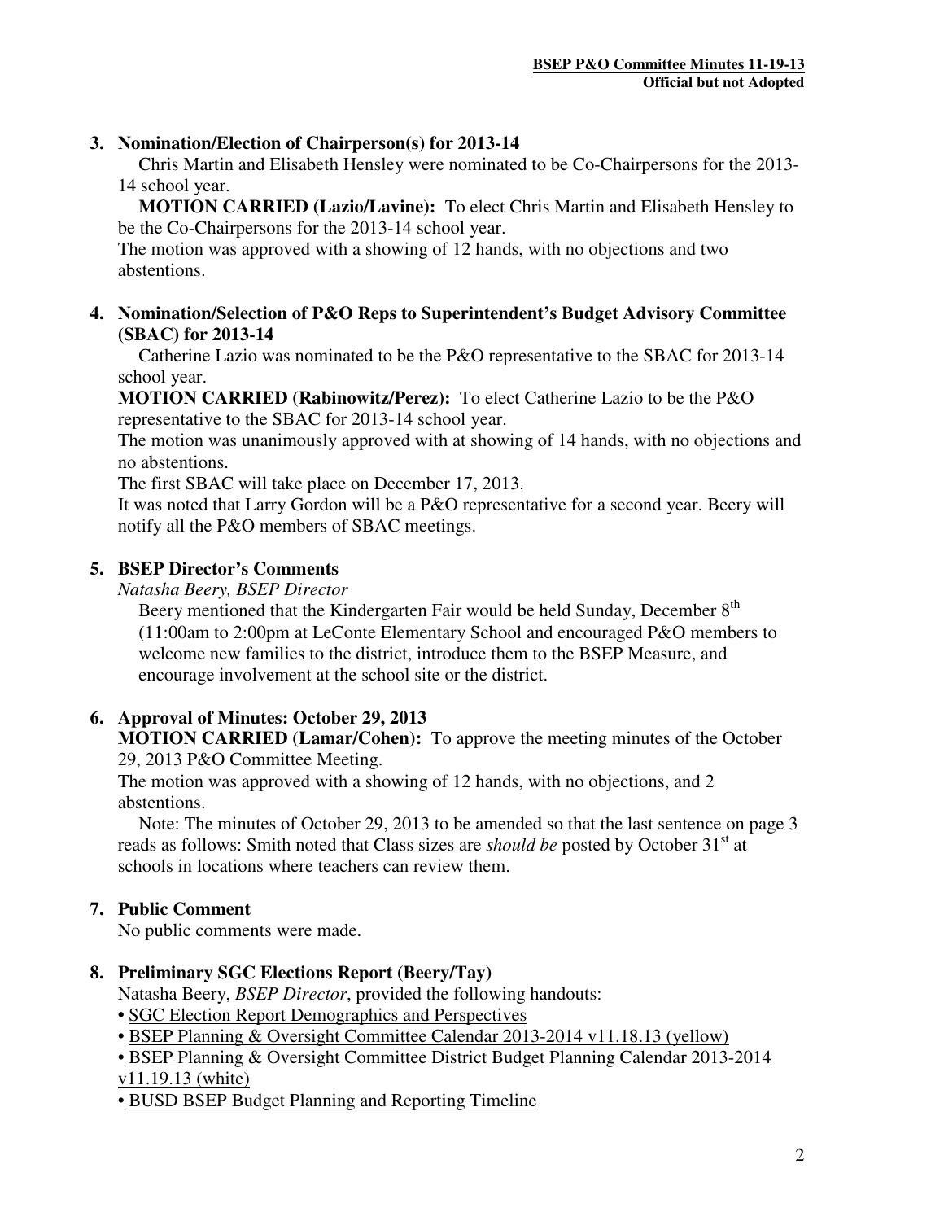### 3. Nomination/Election of Chairperson(s) for 2013-14

Chris Martin and Elisabeth Hensley were nominated to be Co-Chairpersons for the 2013-14 school year.

**MOTION CARRIED (Lazio/Lavine):** To elect Chris Martin and Elisabeth Hensley to be the Co-Chairpersons for the 2013-14 school year.

The motion was approved with a showing of 12 hands, with no objections and two abstentions.

### 4. Nomination/Selection of P&O Reps to Superintendent's Budget Advisory Committee (SBAC) for 2013-14

Catherine Lazio was nominated to be the P&O representative to the SBAC for 2013-14 school year.

**MOTION CARRIED (Rabinowitz/Perez):** To elect Catherine Lazio to be the P&O representative to the SBAC for 2013-14 school year.

The motion was unanimously approved with at showing of 14 hands, with no objections and no abstentions.

The first SBAC will take place on December 17, 2013.

It was noted that Larry Gordon will be a P&O representative for a second year. Beery will notify all the P&O members of SBAC meetings.

### 5. BSEP Director's Comments

*Natasha Beery, BSEP Director*

Beery mentioned that the Kindergarten Fair would be held Sunday, December 8th (11:00am to 2:00pm at LeConte Elementary School and encouraged P&O members to welcome new families to the district, introduce them to the BSEP Measure, and encourage involvement at the school site or the district.

### 6. Approval of Minutes: October 29, 2013

**MOTION CARRIED (Lamar/Cohen):** To approve the meeting minutes of the October 29, 2013 P&O Committee Meeting.

The motion was approved with a showing of 12 hands, with no objections, and 2 abstentions.

Note: The minutes of October 29, 2013 to be amended so that the last sentence on page 3 reads as follows: Smith noted that Class sizes ~~are~~ *should be* posted by October 31st at schools in locations where teachers can review them.

### 7. Public Comment

No public comments were made.

### 8. Preliminary SGC Elections Report (Beery/Tay)

Natasha Beery, *BSEP Director*, provided the following handouts:

- SGC Election Report Demographics and Perspectives
- BSEP Planning & Oversight Committee Calendar 2013-2014 v11.18.13 (yellow)
- BSEP Planning & Oversight Committee District Budget Planning Calendar 2013-2014 v11.19.13 (white)
- BUSD BSEP Budget Planning and Reporting Timeline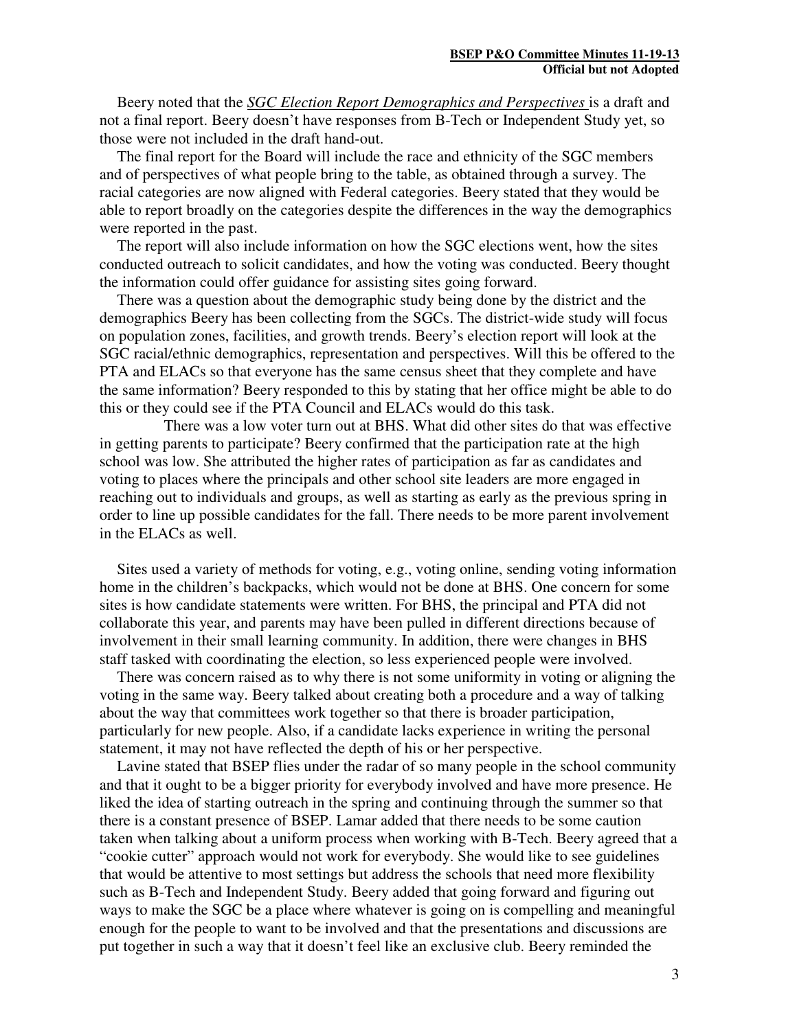Beery noted that the *SGC Election Report Demographics and Perspectives* is a draft and not a final report. Beery doesn't have responses from B-Tech or Independent Study yet, so those were not included in the draft hand-out.

The final report for the Board will include the race and ethnicity of the SGC members and of perspectives of what people bring to the table, as obtained through a survey. The racial categories are now aligned with Federal categories. Beery stated that they would be able to report broadly on the categories despite the differences in the way the demographics were reported in the past.

The report will also include information on how the SGC elections went, how the sites conducted outreach to solicit candidates, and how the voting was conducted. Beery thought the information could offer guidance for assisting sites going forward.

There was a question about the demographic study being done by the district and the demographics Beery has been collecting from the SGCs. The district-wide study will focus on population zones, facilities, and growth trends. Beery's election report will look at the SGC racial/ethnic demographics, representation and perspectives. Will this be offered to the PTA and ELACs so that everyone has the same census sheet that they complete and have the same information? Beery responded to this by stating that her office might be able to do this or they could see if the PTA Council and ELACs would do this task.

There was a low voter turn out at BHS. What did other sites do that was effective in getting parents to participate? Beery confirmed that the participation rate at the high school was low. She attributed the higher rates of participation as far as candidates and voting to places where the principals and other school site leaders are more engaged in reaching out to individuals and groups, as well as starting as early as the previous spring in order to line up possible candidates for the fall. There needs to be more parent involvement in the ELACs as well.

Sites used a variety of methods for voting, e.g., voting online, sending voting information home in the children's backpacks, which would not be done at BHS. One concern for some sites is how candidate statements were written. For BHS, the principal and PTA did not collaborate this year, and parents may have been pulled in different directions because of involvement in their small learning community. In addition, there were changes in BHS staff tasked with coordinating the election, so less experienced people were involved.

There was concern raised as to why there is not some uniformity in voting or aligning the voting in the same way. Beery talked about creating both a procedure and a way of talking about the way that committees work together so that there is broader participation, particularly for new people. Also, if a candidate lacks experience in writing the personal statement, it may not have reflected the depth of his or her perspective.

Lavine stated that BSEP flies under the radar of so many people in the school community and that it ought to be a bigger priority for everybody involved and have more presence. He liked the idea of starting outreach in the spring and continuing through the summer so that there is a constant presence of BSEP. Lamar added that there needs to be some caution taken when talking about a uniform process when working with B-Tech. Beery agreed that a "cookie cutter" approach would not work for everybody. She would like to see guidelines that would be attentive to most settings but address the schools that need more flexibility such as B-Tech and Independent Study. Beery added that going forward and figuring out ways to make the SGC be a place where whatever is going on is compelling and meaningful enough for the people to want to be involved and that the presentations and discussions are put together in such a way that it doesn't feel like an exclusive club. Beery reminded the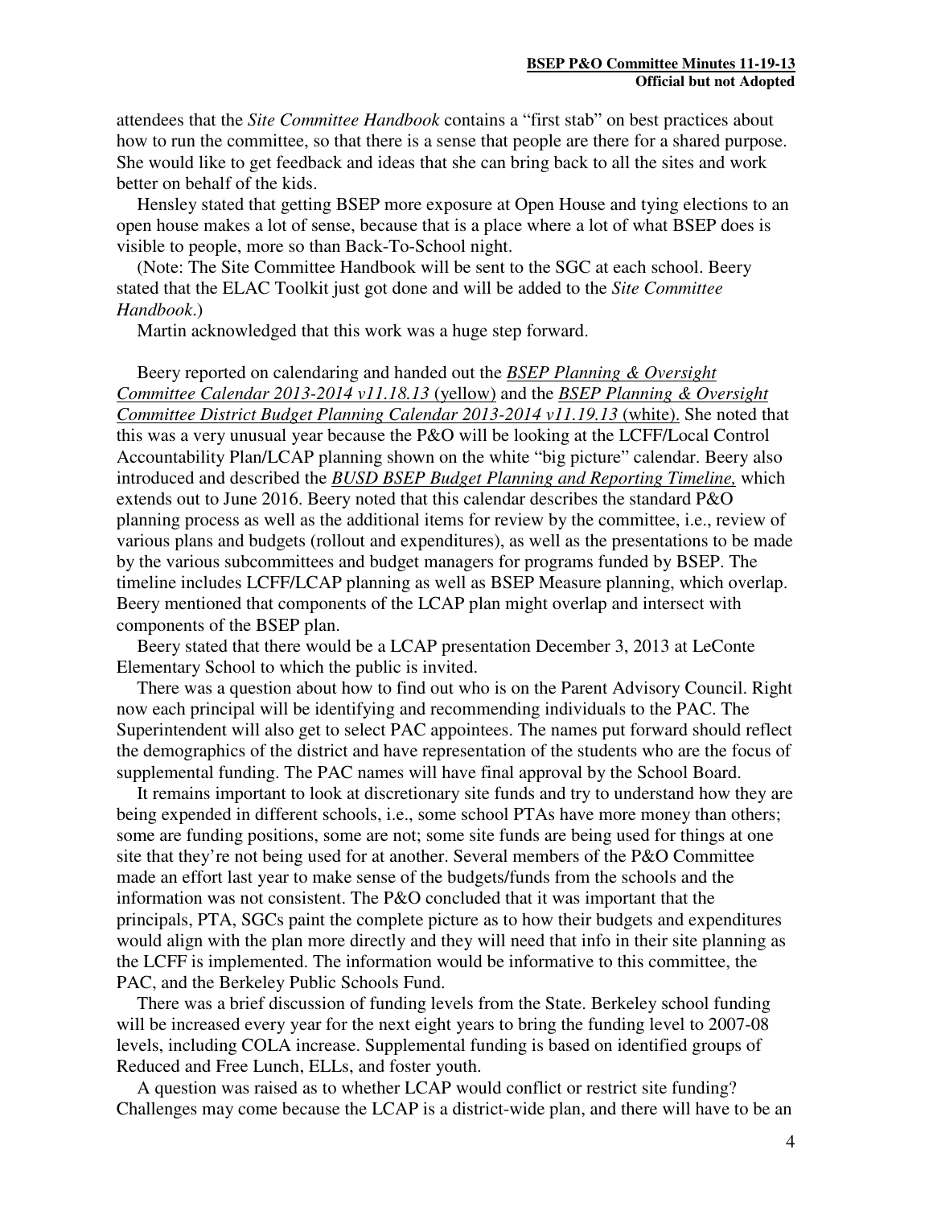attendees that the *Site Committee Handbook* contains a "first stab" on best practices about how to run the committee, so that there is a sense that people are there for a shared purpose. She would like to get feedback and ideas that she can bring back to all the sites and work better on behalf of the kids.

Hensley stated that getting BSEP more exposure at Open House and tying elections to an open house makes a lot of sense, because that is a place where a lot of what BSEP does is visible to people, more so than Back-To-School night.

(Note: The Site Committee Handbook will be sent to the SGC at each school. Beery stated that the ELAC Toolkit just got done and will be added to the *Site Committee Handbook*.)

Martin acknowledged that this work was a huge step forward.

Beery reported on calendaring and handed out the ***BSEP Planning & Oversight Committee Calendar 2013-2014 v11.18.13*** (yellow) and the ***BSEP Planning & Oversight Committee District Budget Planning Calendar 2013-2014 v11.19.13*** (white). She noted that this was a very unusual year because the P&O will be looking at the LCFF/Local Control Accountability Plan/LCAP planning shown on the white "big picture" calendar. Beery also introduced and described the ***BUSD BSEP Budget Planning and Reporting Timeline,*** which extends out to June 2016. Beery noted that this calendar describes the standard P&O planning process as well as the additional items for review by the committee, i.e., review of various plans and budgets (rollout and expenditures), as well as the presentations to be made by the various subcommittees and budget managers for programs funded by BSEP. The timeline includes LCFF/LCAP planning as well as BSEP Measure planning, which overlap. Beery mentioned that components of the LCAP plan might overlap and intersect with components of the BSEP plan.

Beery stated that there would be a LCAP presentation December 3, 2013 at LeConte Elementary School to which the public is invited.

There was a question about how to find out who is on the Parent Advisory Council. Right now each principal will be identifying and recommending individuals to the PAC. The Superintendent will also get to select PAC appointees. The names put forward should reflect the demographics of the district and have representation of the students who are the focus of supplemental funding. The PAC names will have final approval by the School Board.

It remains important to look at discretionary site funds and try to understand how they are being expended in different schools, i.e., some school PTAs have more money than others; some are funding positions, some are not; some site funds are being used for things at one site that they're not being used for at another. Several members of the P&O Committee made an effort last year to make sense of the budgets/funds from the schools and the information was not consistent. The P&O concluded that it was important that the principals, PTA, SGCs paint the complete picture as to how their budgets and expenditures would align with the plan more directly and they will need that info in their site planning as the LCFF is implemented. The information would be informative to this committee, the PAC, and the Berkeley Public Schools Fund.

There was a brief discussion of funding levels from the State. Berkeley school funding will be increased every year for the next eight years to bring the funding level to 2007-08 levels, including COLA increase. Supplemental funding is based on identified groups of Reduced and Free Lunch, ELLs, and foster youth.

A question was raised as to whether LCAP would conflict or restrict site funding? Challenges may come because the LCAP is a district-wide plan, and there will have to be an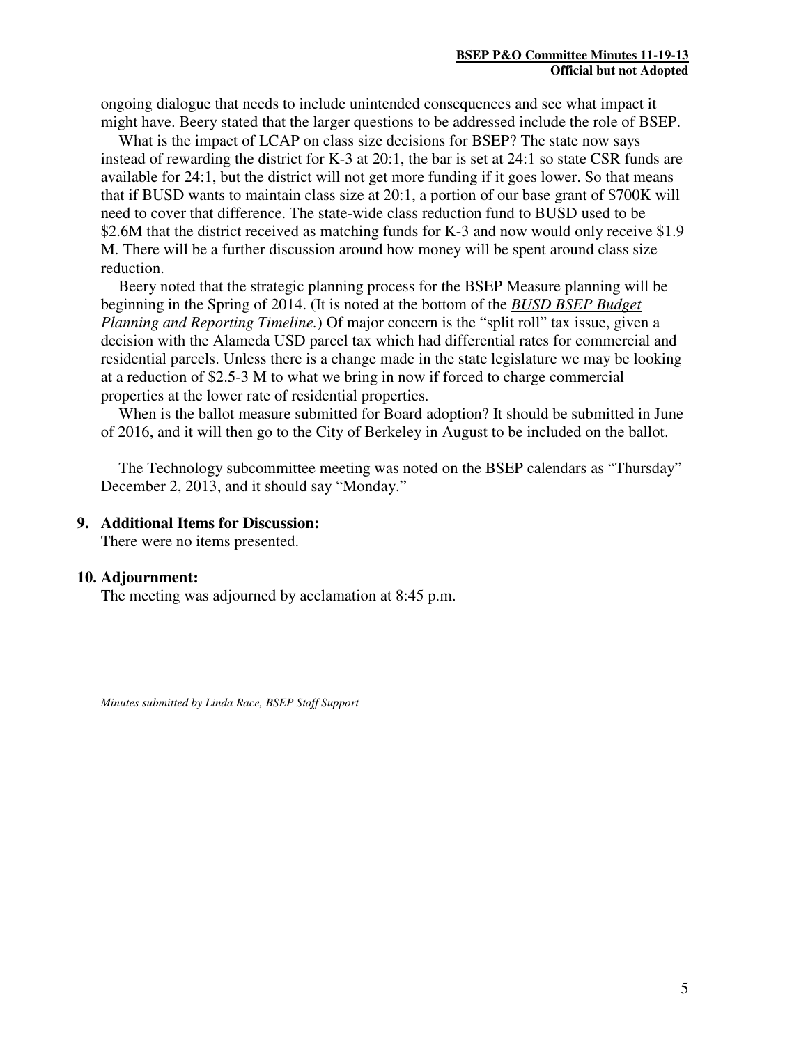ongoing dialogue that needs to include unintended consequences and see what impact it might have. Beery stated that the larger questions to be addressed include the role of BSEP.

What is the impact of LCAP on class size decisions for BSEP? The state now says instead of rewarding the district for K-3 at 20:1, the bar is set at 24:1 so state CSR funds are available for 24:1, but the district will not get more funding if it goes lower. So that means that if BUSD wants to maintain class size at 20:1, a portion of our base grant of $700K will need to cover that difference. The state-wide class reduction fund to BUSD used to be $2.6M that the district received as matching funds for K-3 and now would only receive $1.9 M. There will be a further discussion around how money will be spent around class size reduction.

Beery noted that the strategic planning process for the BSEP Measure planning will be beginning in the Spring of 2014. (It is noted at the bottom of the *BUSD BSEP Budget Planning and Reporting Timeline.*) Of major concern is the "split roll" tax issue, given a decision with the Alameda USD parcel tax which had differential rates for commercial and residential parcels. Unless there is a change made in the state legislature we may be looking at a reduction of $2.5-3 M to what we bring in now if forced to charge commercial properties at the lower rate of residential properties.

When is the ballot measure submitted for Board adoption? It should be submitted in June of 2016, and it will then go to the City of Berkeley in August to be included on the ballot.

The Technology subcommittee meeting was noted on the BSEP calendars as "Thursday" December 2, 2013, and it should say "Monday."

**9. Additional Items for Discussion:**

There were no items presented.

**10. Adjournment:**

The meeting was adjourned by acclamation at 8:45 p.m.

*Minutes submitted by Linda Race, BSEP Staff Support*